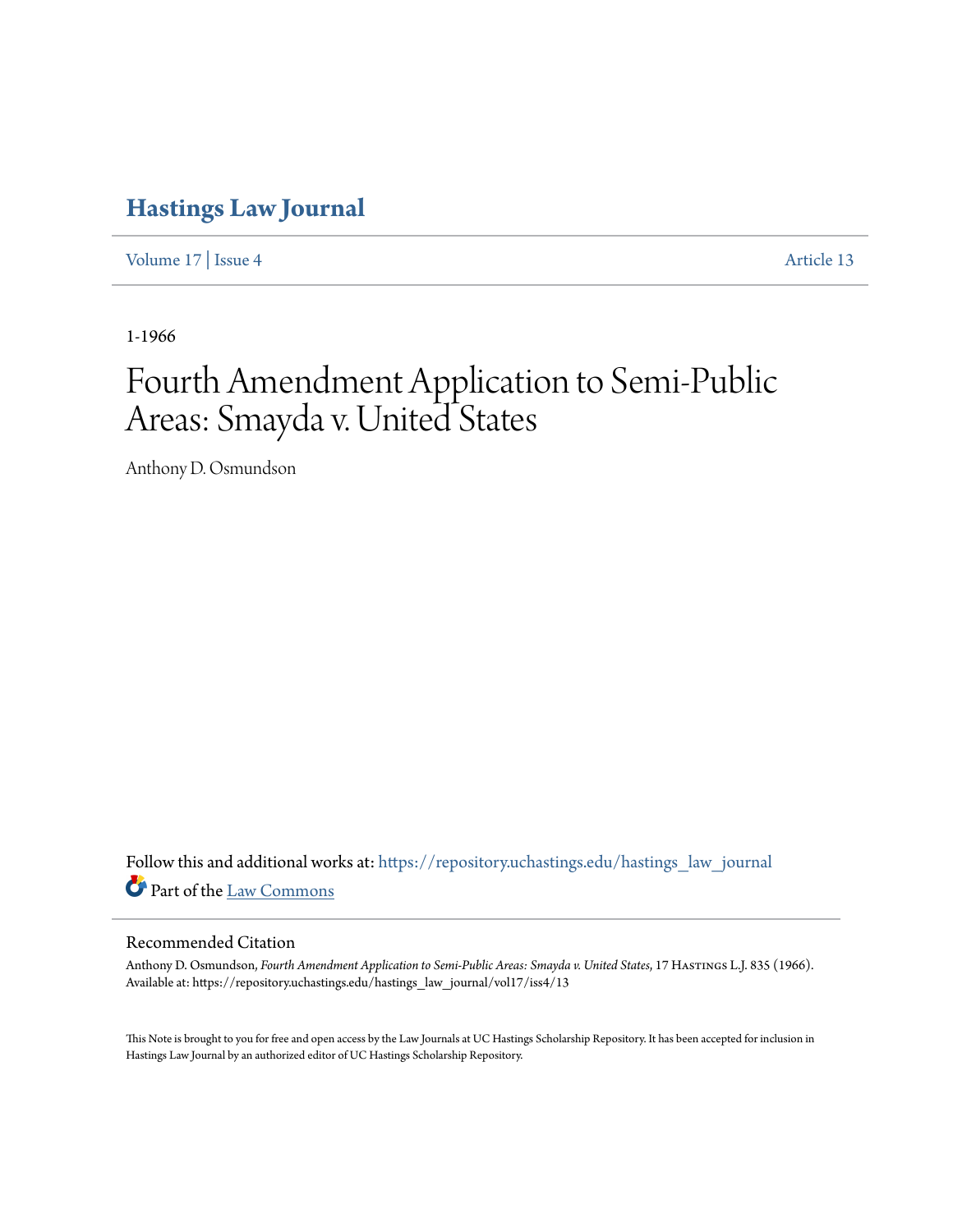# Hastings Law Journal

Volume 17 | Issue 4 Article 13

1-1966

# Fourth Amendment Application to Semi-Public Areas: Smayda v. United States

Anthony D. Osmundson

Follow this and additional works at: https://repository.uchastings.edu/hastings_law_journal

Part of the Law Commons

## Recommended Citation

Anthony D. Osmundson, *Fourth Amendment Application to Semi-Public Areas: Smayda v. United States*, 17 Hastings L.J. 835 (1966).
Available at: https://repository.uchastings.edu/hastings_law_journal/vol17/iss4/13

This Note is brought to you for free and open access by the Law Journals at UC Hastings Scholarship Repository. It has been accepted for inclusion in Hastings Law Journal by an authorized editor of UC Hastings Scholarship Repository.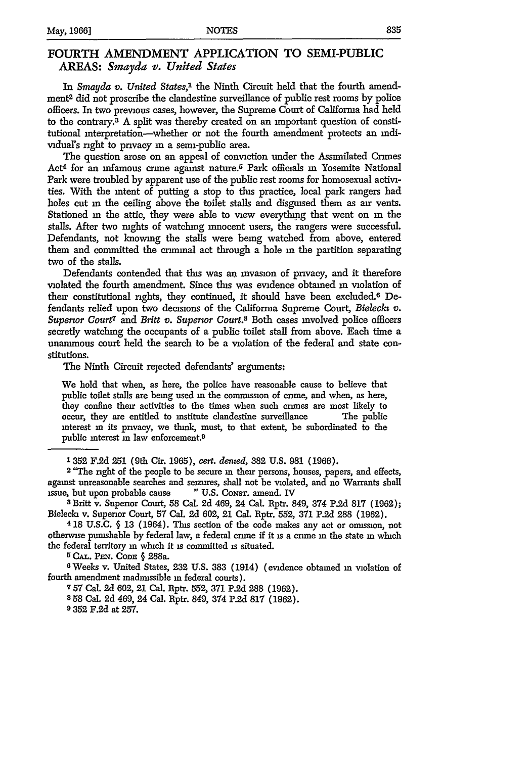## FOURTH AMENDMENT APPLICATION TO SEMI-PUBLIC AREAS: *Smayda v. United States*

In *Smayda v. United States*,[1] the Ninth Circuit held that the fourth amendment[2] did not proscribe the clandestine surveillance of public rest rooms by police officers. In two previous cases, however, the Supreme Court of California had held to the contrary.[3] A split was thereby created on an important question of constitutional interpretation—whether or not the fourth amendment protects an individual's right to privacy in a semi-public area.

The question arose on an appeal of conviction under the Assimilated Crimes Act[4] for an infamous crime against nature.[5] Park officials in Yosemite National Park were troubled by apparent use of the public rest rooms for homosexual activities. With the intent of putting a stop to this practice, local park rangers had holes cut in the ceiling above the toilet stalls and disguised them as air vents. Stationed in the attic, they were able to view everything that went on in the stalls. After two nights of watching innocent users, the rangers were successful. Defendants, not knowing the stalls were being watched from above, entered them and committed the criminal act through a hole in the partition separating two of the stalls.

Defendants contended that this was an invasion of privacy, and it therefore violated the fourth amendment. Since this was evidence obtained in violation of their constitutional rights, they continued, it should have been excluded.[6] Defendants relied upon two decisions of the California Supreme Court, *Bielecki v. Superior Court*[7] and *Britt v. Superior Court*.[8] Both cases involved police officers secretly watching the occupants of a public toilet stall from above. Each time a unanimous court held the search to be a violation of the federal and state constitutions.

The Ninth Circuit rejected defendants' arguments:

> We hold that when, as here, the police have reasonable cause to believe that public toilet stalls are being used in the commission of crime, and when, as here, they confine their activities to the times when such crimes are most likely to occur, they are entitled to institute clandestine surveillance . . . . The public interest in its privacy, we think, must, to that extent, be subordinated to the public interest in law enforcement.[9]

---

[1] 352 F.2d 251 (9th Cir. 1965), *cert. denied*, 382 U.S. 981 (1966).

[2] "The right of the people to be secure in their persons, houses, papers, and effects, against unreasonable searches and seizures, shall not be violated, and no Warrants shall issue, but upon probable cause . . . ." U.S. CONST. amend. IV

[3] Britt v. Superior Court, 58 Cal. 2d 469, 24 Cal. Rptr. 849, 374 P.2d 817 (1962); Bielecki v. Superior Court, 57 Cal. 2d 602, 21 Cal. Rptr. 552, 371 P.2d 288 (1962).

[4] 18 U.S.C. § 13 (1964). This section of the code makes any act or omission, not otherwise punishable by federal law, a federal crime if it is a crime in the state in which the federal territory in which it is committed is situated.

[5] CAL. PEN. CODE § 288a.

[6] Weeks v. United States, 232 U.S. 383 (1914) (evidence obtained in violation of fourth amendment inadmissible in federal courts).

[7] 57 Cal. 2d 602, 21 Cal. Rptr. 552, 371 P.2d 288 (1962).

[8] 58 Cal. 2d 469, 24 Cal. Rptr. 849, 374 P.2d 817 (1962).

[9] 352 F.2d at 257.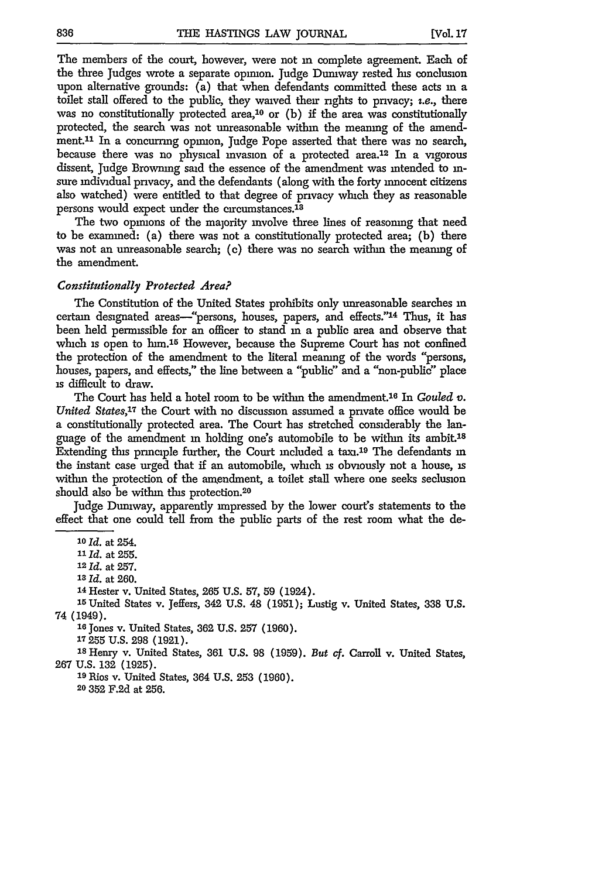The members of the court, however, were not in complete agreement. Each of the three Judges wrote a separate opinion. Judge Duniway rested his conclusion upon alternative grounds: (a) that when defendants committed these acts in a toilet stall offered to the public, they waived their rights to privacy; *i.e.*, there was no constitutionally protected area,[10] or (b) if the area was constitutionally protected, the search was not unreasonable within the meaning of the amendment.[11] In a concurring opinion, Judge Pope asserted that there was no search, because there was no physical invasion of a protected area.[12] In a vigorous dissent, Judge Browning said the essence of the amendment was intended to insure individual privacy, and the defendants (along with the forty innocent citizens also watched) were entitled to that degree of privacy which they as reasonable persons would expect under the circumstances.[13]

The two opinions of the majority involve three lines of reasoning that need to be examined: (a) there was not a constitutionally protected area; (b) there was not an unreasonable search; (c) there was no search within the meaning of the amendment.

### *Constitutionally Protected Area?*

The Constitution of the United States prohibits only unreasonable searches in certain designated areas—"persons, houses, papers, and effects."[14] Thus, it has been held permissible for an officer to stand in a public area and observe that which is open to him.[15] However, because the Supreme Court has not confined the protection of the amendment to the literal meaning of the words "persons, houses, papers, and effects," the line between a "public" and a "non-public" place is difficult to draw.

The Court has held a hotel room to be within the amendment.[16] In *Gouled v. United States*,[17] the Court with no discussion assumed a private office would be a constitutionally protected area. The Court has stretched considerably the language of the amendment in holding one's automobile to be within its ambit.[18] Extending this principle further, the Court included a taxi.[19] The defendants in the instant case urged that if an automobile, which is obviously not a house, is within the protection of the amendment, a toilet stall where one seeks seclusion should also be within this protection.[20]

Judge Duniway, apparently impressed by the lower court's statements to the effect that one could tell from the public parts of the rest room what the de-

---

[10] *Id.* at 254.

[11] *Id.* at 255.

[12] *Id.* at 257.

[13] *Id.* at 260.

[14] Hester v. United States, 265 U.S. 57, 59 (1924).

[15] United States v. Jeffers, 342 U.S. 48 (1951); Lustig v. United States, 338 U.S. 74 (1949).

[16] Jones v. United States, 362 U.S. 257 (1960).

[17] 255 U.S. 298 (1921).

[18] Henry v. United States, 361 U.S. 98 (1959). *But cf.* Carroll v. United States, 267 U.S. 132 (1925).

[19] Rios v. United States, 364 U.S. 253 (1960).

[20] 352 F.2d at 256.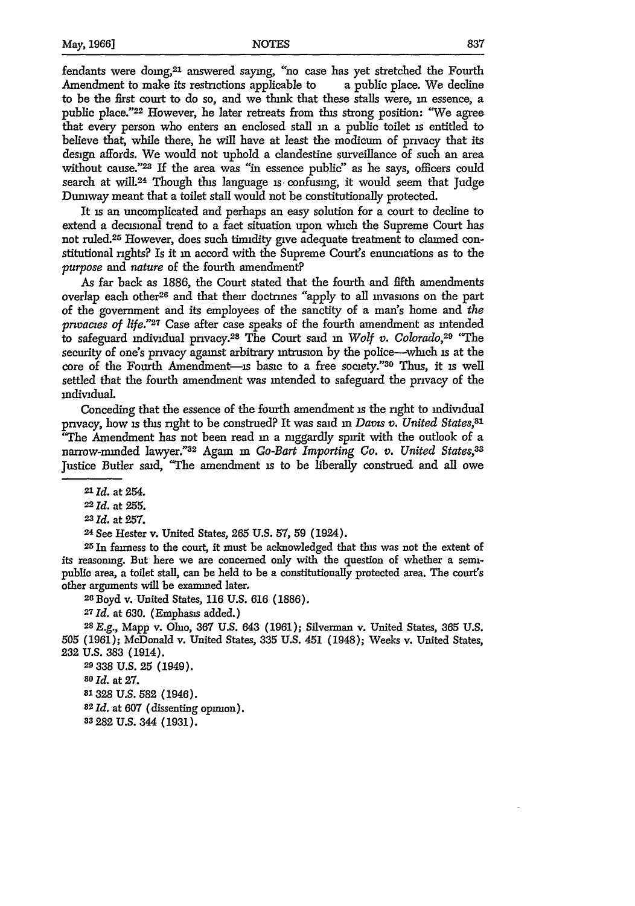fendants were doing,[21] answered saying, "no case has yet stretched the Fourth Amendment to make its restrictions applicable to a public place. We decline to be the first court to do so, and we think that these stalls were, in essence, a public place."[22] However, he later retreats from this strong position: "We agree that every person who enters an enclosed stall in a public toilet is entitled to believe that, while there, he will have at least the modicum of privacy that its design affords. We would not uphold a clandestine surveillance of such an area without cause."[23] If the area was "in essence public" as he says, officers could search at will.[24] Though this language is confusing, it would seem that Judge Duniway meant that a toilet stall would not be constitutionally protected.

It is an uncomplicated and perhaps an easy solution for a court to decline to extend a decisional trend to a fact situation upon which the Supreme Court has not ruled.[25] However, does such timidity give adequate treatment to claimed constitutional rights? Is it in accord with the Supreme Court's enunciations as to the *purpose* and *nature* of the fourth amendment?

As far back as 1886, the Court stated that the fourth and fifth amendments overlap each other[26] and that their doctrines "apply to all invasions on the part of the government and its employees of the sanctity of a man's home and *the privacies of life*."[27] Case after case speaks of the fourth amendment as intended to safeguard individual privacy.[28] The Court said in *Wolf v. Colorado*,[29] "The security of one's privacy against arbitrary intrusion by the police—which is at the core of the Fourth Amendment—is basic to a free society."[30] Thus, it is well settled that the fourth amendment was intended to safeguard the privacy of the individual.

Conceding that the essence of the fourth amendment is the right to individual privacy, how is this right to be construed? It was said in *Davis v. United States*,[31] "The Amendment has not been read in a niggardly spirit with the outlook of a narrow-minded lawyer."[32] Again in *Go-Bart Importing Co. v. United States*,[33] Justice Butler said, "The amendment is to be liberally construed and all owe

---

[21] *Id.* at 254.

[22] *Id.* at 255.

[23] *Id.* at 257.

[24] See Hester v. United States, 265 U.S. 57, 59 (1924).

[25] In fairness to the court, it must be acknowledged that this was not the extent of its reasoning. But here we are concerned only with the question of whether a semi-public area, a toilet stall, can be held to be a constitutionally protected area. The court's other arguments will be examined later.

[26] Boyd v. United States, 116 U.S. 616 (1886).

[27] *Id.* at 630. (Emphasis added.)

[28] *E.g.*, Mapp v. Ohio, 367 U.S. 643 (1961); Silverman v. United States, 365 U.S. 505 (1961); McDonald v. United States, 335 U.S. 451 (1948); Weeks v. United States, 232 U.S. 383 (1914).

[29] 338 U.S. 25 (1949).

[30] *Id.* at 27.

[31] 328 U.S. 582 (1946).

[32] *Id.* at 607 (dissenting opinion).

[33] 282 U.S. 344 (1931).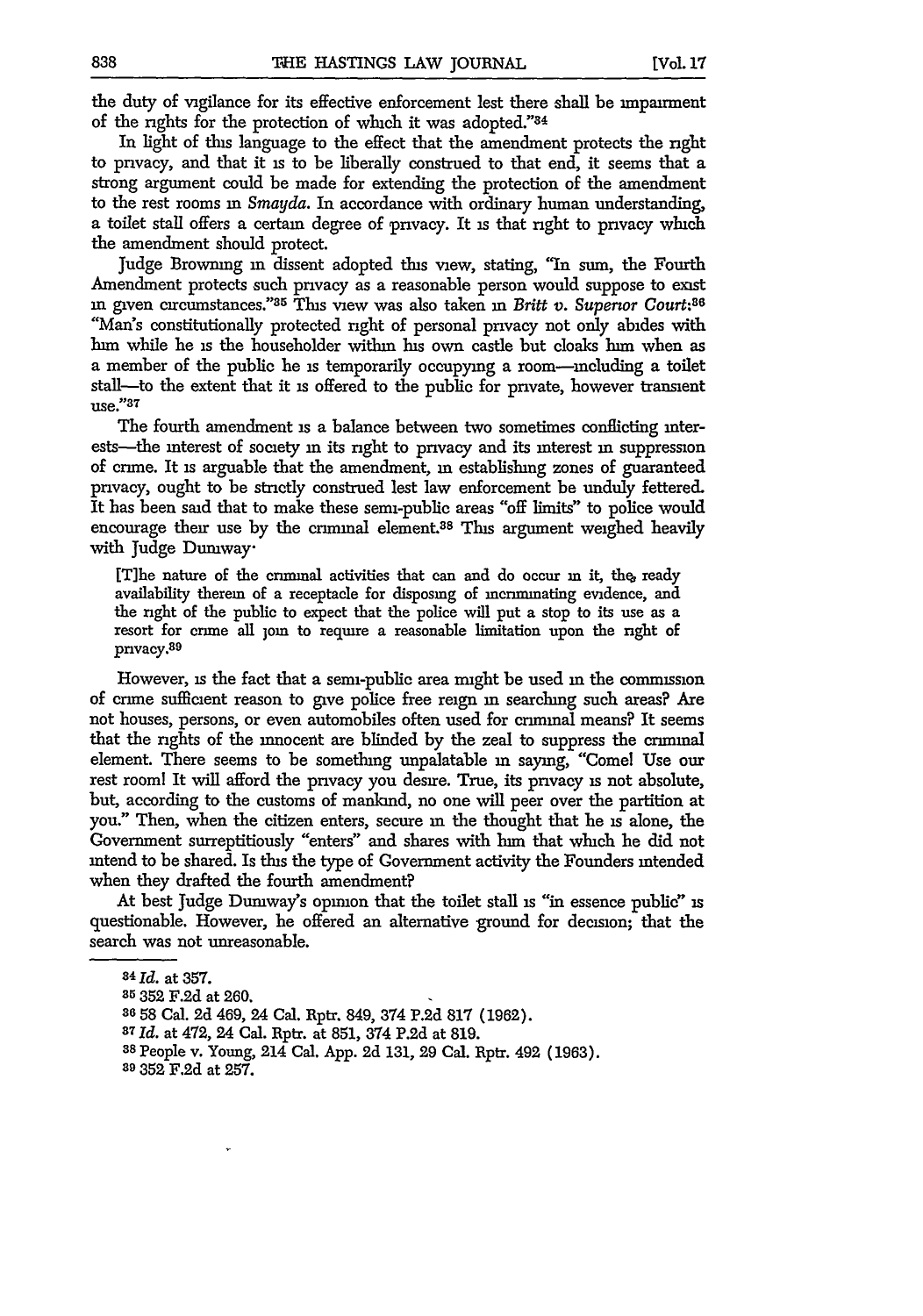the duty of vigilance for its effective enforcement lest there shall be impairment of the rights for the protection of which it was adopted."[34]

In light of this language to the effect that the amendment protects the right to privacy, and that it is to be liberally construed to that end, it seems that a strong argument could be made for extending the protection of the amendment to the rest rooms in *Smayda*. In accordance with ordinary human understanding, a toilet stall offers a certain degree of privacy. It is that right to privacy which the amendment should protect.

Judge Browning in dissent adopted this view, stating, "In sum, the Fourth Amendment protects such privacy as a reasonable person would suppose to exist in given circumstances."[35] This view was also taken in *Britt v. Superior Court*:[36] "Man's constitutionally protected right of personal privacy not only abides with him while he is the householder within his own castle but cloaks him when as a member of the public he is temporarily occupying a room—including a toilet stall—to the extent that it is offered to the public for private, however transient use."[37]

The fourth amendment is a balance between two sometimes conflicting interests—the interest of society in its right to privacy and its interest in suppression of crime. It is arguable that the amendment, in establishing zones of guaranteed privacy, ought to be strictly construed lest law enforcement be unduly fettered. It has been said that to make these semi-public areas "off limits" to police would encourage their use by the criminal element.[38] This argument weighed heavily with Judge Duniway:

> [T]he nature of the criminal activities that can and do occur in it, the ready availability therein of a receptacle for disposing of incriminating evidence, and the right of the public to expect that the police will put a stop to its use as a resort for crime all join to require a reasonable limitation upon the right of privacy.[39]

However, is the fact that a semi-public area might be used in the commission of crime sufficient reason to give police free reign in searching such areas? Are not houses, persons, or even automobiles often used for criminal means? It seems that the rights of the innocent are blinded by the zeal to suppress the criminal element. There seems to be something unpalatable in saying, "Come! Use our rest room! It will afford the privacy you desire. True, its privacy is not absolute, but, according to the customs of mankind, no one will peer over the partition at you." Then, when the citizen enters, secure in the thought that he is alone, the Government surreptitiously "enters" and shares with him that which he did not intend to be shared. Is this the type of Government activity the Founders intended when they drafted the fourth amendment?

At best Judge Duniway's opinion that the toilet stall is "in essence public" is questionable. However, he offered an alternative ground for decision; that the search was not unreasonable.

---

[34] *Id.* at 357.

[35] 352 F.2d at 260.

[36] 58 Cal. 2d 469, 24 Cal. Rptr. 849, 374 P.2d 817 (1962).

[37] *Id.* at 472, 24 Cal. Rptr. at 851, 374 P.2d at 819.

[38] People v. Young, 214 Cal. App. 2d 131, 29 Cal. Rptr. 492 (1963).

[39] 352 F.2d at 257.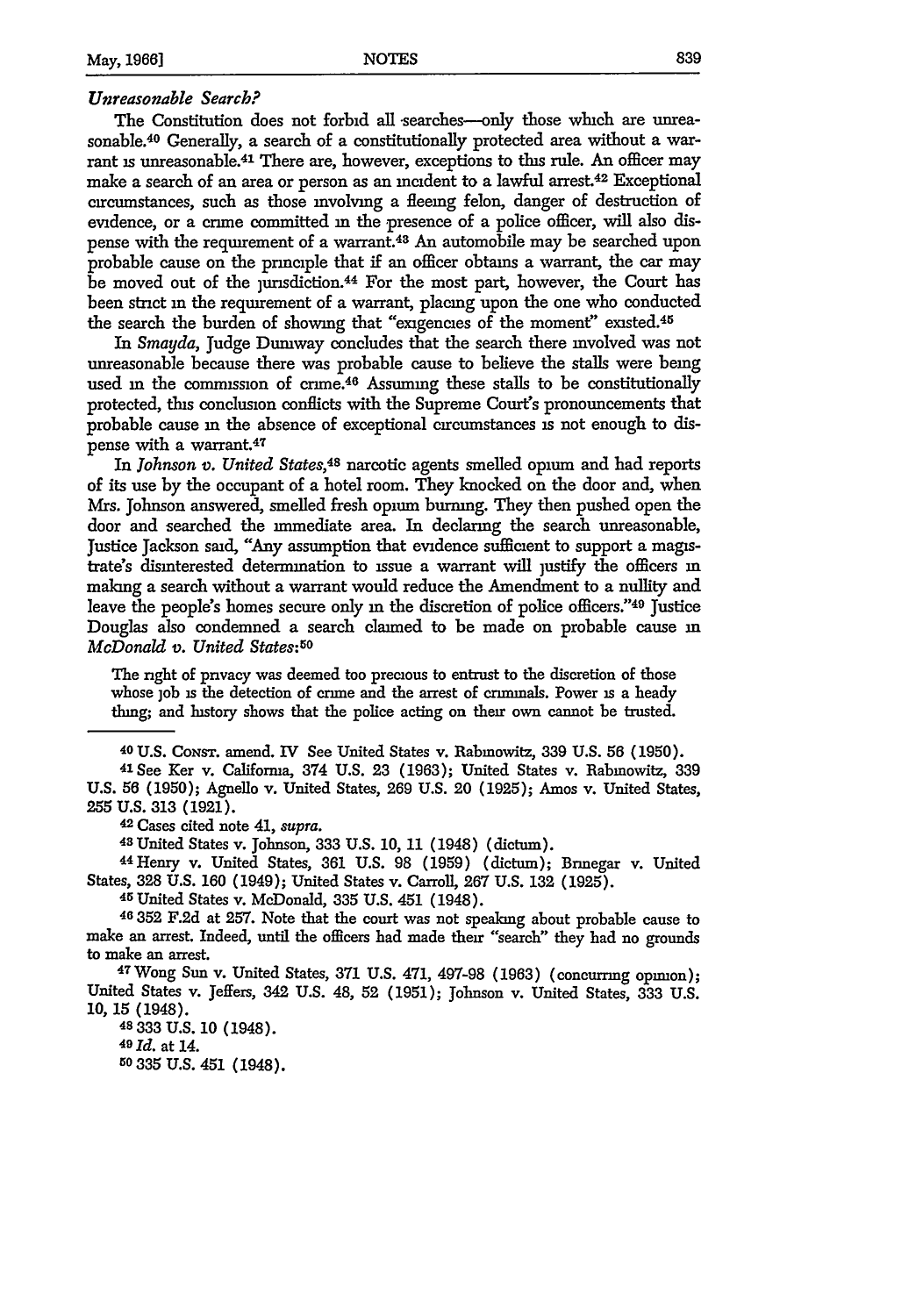*Unreasonable Search?*

The Constitution does not forbid all searches—only those which are unreasonable.[40] Generally, a search of a constitutionally protected area without a warrant is unreasonable.[41] There are, however, exceptions to this rule. An officer may make a search of an area or person as an incident to a lawful arrest.[42] Exceptional circumstances, such as those involving a fleeing felon, danger of destruction of evidence, or a crime committed in the presence of a police officer, will also dispense with the requirement of a warrant.[43] An automobile may be searched upon probable cause on the principle that if an officer obtains a warrant, the car may be moved out of the jurisdiction.[44] For the most part, however, the Court has been strict in the requirement of a warrant, placing upon the one who conducted the search the burden of showing that "exigencies of the moment" existed.[45]

In *Smayda*, Judge Duniway concludes that the search there involved was not unreasonable because there was probable cause to believe the stalls were being used in the commission of crime.[46] Assuming these stalls to be constitutionally protected, this conclusion conflicts with the Supreme Court's pronouncements that probable cause in the absence of exceptional circumstances is not enough to dispense with a warrant.[47]

In *Johnson v. United States*,[48] narcotic agents smelled opium and had reports of its use by the occupant of a hotel room. They knocked on the door and, when Mrs. Johnson answered, smelled fresh opium burning. They then pushed open the door and searched the immediate area. In declaring the search unreasonable, Justice Jackson said, "Any assumption that evidence sufficient to support a magistrate's disinterested determination to issue a warrant will justify the officers in making a search without a warrant would reduce the Amendment to a nullity and leave the people's homes secure only in the discretion of police officers."[49] Justice Douglas also condemned a search claimed to be made on probable cause in *McDonald v. United States*:[50]

> The right of privacy was deemed too precious to entrust to the discretion of those whose job is the detection of crime and the arrest of criminals. Power is a heady thing; and history shows that the police acting on their own cannot be trusted.

---

[40] U.S. CONST. amend. IV See United States v. Rabinowitz, 339 U.S. 56 (1950).

[41] See Ker v. California, 374 U.S. 23 (1963); United States v. Rabinowitz, 339 U.S. 56 (1950); Agnello v. United States, 269 U.S. 20 (1925); Amos v. United States, 255 U.S. 313 (1921).

[42] Cases cited note 41, *supra*.

[43] United States v. Johnson, 333 U.S. 10, 11 (1948) (dictum).

[44] Henry v. United States, 361 U.S. 98 (1959) (dictum); Brinegar v. United States, 328 U.S. 160 (1949); United States v. Carroll, 267 U.S. 132 (1925).

[45] United States v. McDonald, 335 U.S. 451 (1948).

[46] 352 F.2d at 257. Note that the court was not speaking about probable cause to make an arrest. Indeed, until the officers had made their "search" they had no grounds to make an arrest.

[47] Wong Sun v. United States, 371 U.S. 471, 497-98 (1963) (concurring opinion); United States v. Jeffers, 342 U.S. 48, 52 (1951); Johnson v. United States, 333 U.S. 10, 15 (1948).

[48] 333 U.S. 10 (1948).

[49] *Id.* at 14.

[50] 335 U.S. 451 (1948).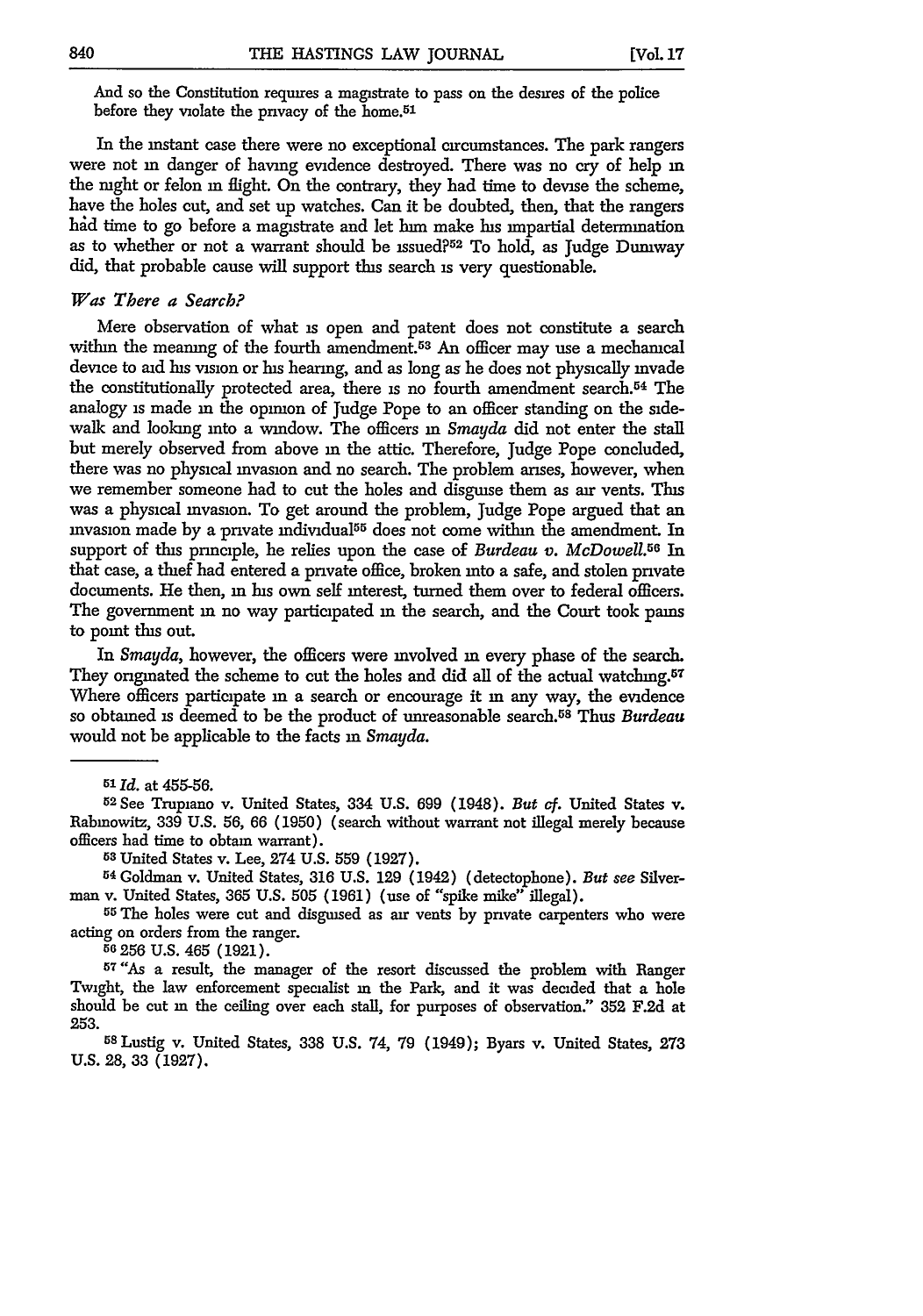And so the Constitution requires a magistrate to pass on the desires of the police before they violate the privacy of the home.[51]

In the instant case there were no exceptional circumstances. The park rangers were not in danger of having evidence destroyed. There was no cry of help in the night or felon in flight. On the contrary, they had time to devise the scheme, have the holes cut, and set up watches. Can it be doubted, then, that the rangers had time to go before a magistrate and let him make his impartial determination as to whether or not a warrant should be issued?[52] To hold, as Judge Duniway did, that probable cause will support this search is very questionable.

### *Was There a Search?*

Mere observation of what is open and patent does not constitute a search within the meaning of the fourth amendment.[53] An officer may use a mechanical device to aid his vision or his hearing, and as long as he does not physically invade the constitutionally protected area, there is no fourth amendment search.[54] The analogy is made in the opinion of Judge Pope to an officer standing on the sidewalk and looking into a window. The officers in *Smayda* did not enter the stall but merely observed from above in the attic. Therefore, Judge Pope concluded, there was no physical invasion and no search. The problem arises, however, when we remember someone had to cut the holes and disguise them as air vents. This was a physical invasion. To get around the problem, Judge Pope argued that an invasion made by a private individual[55] does not come within the amendment. In support of this principle, he relies upon the case of *Burdeau v. McDowell*.[56] In that case, a thief had entered a private office, broken into a safe, and stolen private documents. He then, in his own self interest, turned them over to federal officers. The government in no way participated in the search, and the Court took pains to point this out.

In *Smayda*, however, the officers were involved in every phase of the search. They originated the scheme to cut the holes and did all of the actual watching.[57] Where officers participate in a search or encourage it in any way, the evidence so obtained is deemed to be the product of unreasonable search.[58] Thus *Burdeau* would not be applicable to the facts in *Smayda*.

---

[51] *Id.* at 455-56.

[52] See Trupiano v. United States, 334 U.S. 699 (1948). *But cf.* United States v. Rabinowitz, 339 U.S. 56, 66 (1950) (search without warrant not illegal merely because officers had time to obtain warrant).

[53] United States v. Lee, 274 U.S. 559 (1927).

[54] Goldman v. United States, 316 U.S. 129 (1942) (detectophone). *But see* Silverman v. United States, 365 U.S. 505 (1961) (use of "spike mike" illegal).

[55] The holes were cut and disguised as air vents by private carpenters who were acting on orders from the ranger.

[56] 256 U.S. 465 (1921).

[57] "As a result, the manager of the resort discussed the problem with Ranger Twight, the law enforcement specialist in the Park, and it was decided that a hole should be cut in the ceiling over each stall, for purposes of observation." 352 F.2d at 253.

[58] Lustig v. United States, 338 U.S. 74, 79 (1949); Byars v. United States, 273 U.S. 28, 33 (1927).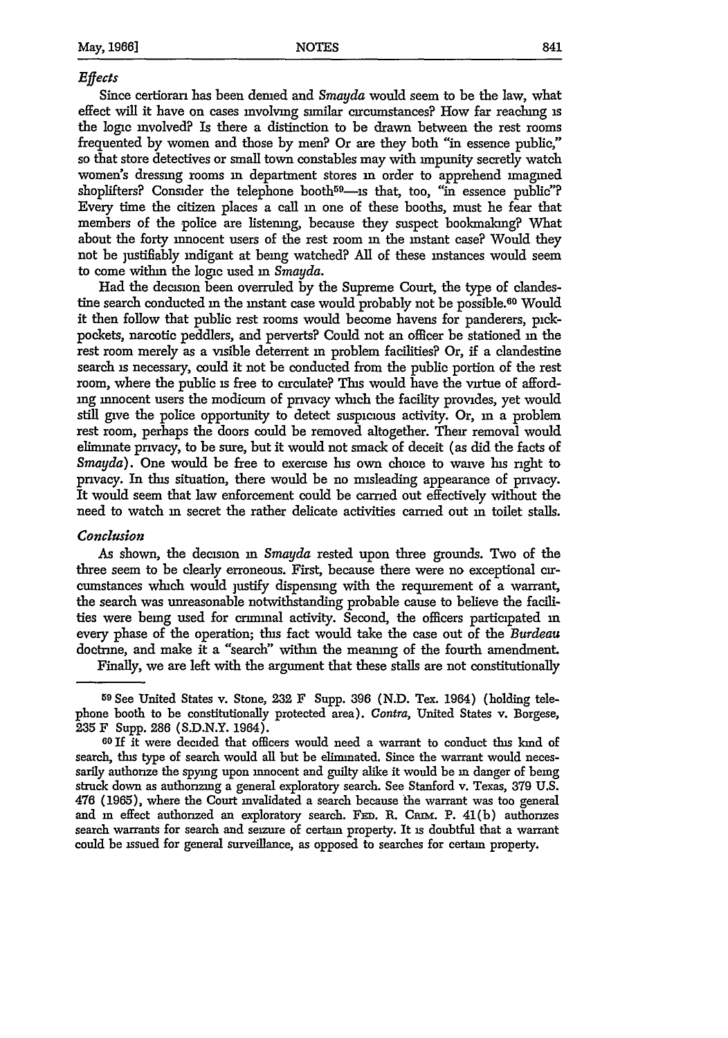### *Effects*

Since certiorari has been denied and *Smayda* would seem to be the law, what effect will it have on cases involving similar circumstances? How far reaching is the logic involved? Is there a distinction to be drawn between the rest rooms frequented by women and those by men? Or are they both "in essence public," so that store detectives or small town constables may with impunity secretly watch women's dressing rooms in department stores in order to apprehend imagined shoplifters? Consider the telephone booth[59]—is that, too, "in essence public"? Every time the citizen places a call in one of these booths, must he fear that members of the police are listening, because they suspect bookmaking? What about the forty innocent users of the rest room in the instant case? Would they not be justifiably indignant at being watched? All of these instances would seem to come within the logic used in *Smayda*.

Had the decision been overruled by the Supreme Court, the type of clandestine search conducted in the instant case would probably not be possible.[60] Would it then follow that public rest rooms would become havens for panderers, pickpockets, narcotic peddlers, and perverts? Could not an officer be stationed in the rest room merely as a visible deterrent in problem facilities? Or, if a clandestine search is necessary, could it not be conducted from the public portion of the rest room, where the public is free to circulate? This would have the virtue of affording innocent users the modicum of privacy which the facility provides, yet would still give the police opportunity to detect suspicious activity. Or, in a problem rest room, perhaps the doors could be removed altogether. Their removal would eliminate privacy, to be sure, but it would not smack of deceit (as did the facts of *Smayda*). One would be free to exercise his own choice to waive his right to privacy. In this situation, there would be no misleading appearance of privacy. It would seem that law enforcement could be carried out effectively without the need to watch in secret the rather delicate activities carried out in toilet stalls.

### *Conclusion*

As shown, the decision in *Smayda* rested upon three grounds. Two of the three seem to be clearly erroneous. First, because there were no exceptional circumstances which would justify dispensing with the requirement of a warrant, the search was unreasonable notwithstanding probable cause to believe the facilities were being used for criminal activity. Second, the officers participated in every phase of the operation; this fact would take the case out of the *Burdeau* doctrine, and make it a "search" within the meaning of the fourth amendment.

Finally, we are left with the argument that these stalls are not constitutionally

---

[59] See United States v. Stone, 232 F Supp. 396 (N.D. Tex. 1964) (holding telephone booth to be constitutionally protected area). *Contra*, United States v. Borgese, 235 F Supp. 286 (S.D.N.Y. 1964).

[60] If it were decided that officers would need a warrant to conduct this kind of search, this type of search would all but be eliminated. Since the warrant would necessarily authorize the spying upon innocent and guilty alike it would be in danger of being struck down as authorizing a general exploratory search. See Stanford v. Texas, 379 U.S. 476 (1965), where the Court invalidated a search because the warrant was too general and in effect authorized an exploratory search. FED. R. CRIM. P. 41(b) authorizes search warrants for search and seizure of certain property. It is doubtful that a warrant could be issued for general surveillance, as opposed to searches for certain property.